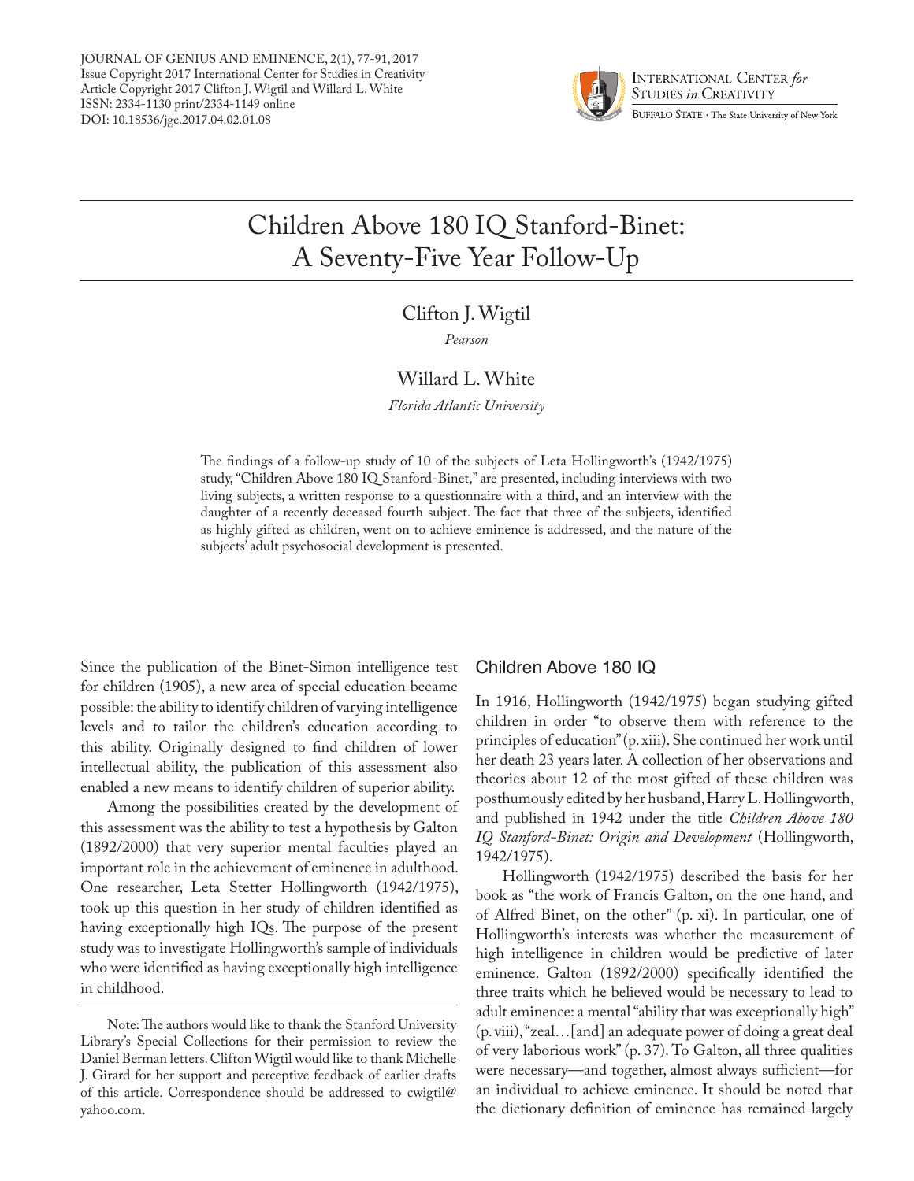JOURNAL OF GENIUS AND EMINENCE, 2(1), 77-91, 2017
Issue Copyright 2017 International Center for Studies in Creativity
Article Copyright 2017 Clifton J. Wigtil and Willard L. White
ISSN: 2334-1130 print/2334-1149 online
DOI: 10.18536/jge.2017.04.02.01.08

# Children Above 180 IQ Stanford-Binet: A Seventy-Five Year Follow-Up

Clifton J. Wigtil

*Pearson*

Willard L. White

*Florida Atlantic University*

The findings of a follow-up study of 10 of the subjects of Leta Hollingworth's (1942/1975) study, "Children Above 180 IQ Stanford-Binet," are presented, including interviews with two living subjects, a written response to a questionnaire with a third, and an interview with the daughter of a recently deceased fourth subject. The fact that three of the subjects, identified as highly gifted as children, went on to achieve eminence is addressed, and the nature of the subjects' adult psychosocial development is presented.

Since the publication of the Binet-Simon intelligence test for children (1905), a new area of special education became possible: the ability to identify children of varying intelligence levels and to tailor the children's education according to this ability. Originally designed to find children of lower intellectual ability, the publication of this assessment also enabled a new means to identify children of superior ability.

Among the possibilities created by the development of this assessment was the ability to test a hypothesis by Galton (1892/2000) that very superior mental faculties played an important role in the achievement of eminence in adulthood. One researcher, Leta Stetter Hollingworth (1942/1975), took up this question in her study of children identified as having exceptionally high IQs. The purpose of the present study was to investigate Hollingworth's sample of individuals who were identified as having exceptionally high intelligence in childhood.

Note: The authors would like to thank the Stanford University Library's Special Collections for their permission to review the Daniel Berman letters. Clifton Wigtil would like to thank Michelle J. Girard for her support and perceptive feedback of earlier drafts of this article. Correspondence should be addressed to cwigtil@yahoo.com.

## Children Above 180 IQ

In 1916, Hollingworth (1942/1975) began studying gifted children in order "to observe them with reference to the principles of education" (p. xiii). She continued her work until her death 23 years later. A collection of her observations and theories about 12 of the most gifted of these children was posthumously edited by her husband, Harry L. Hollingworth, and published in 1942 under the title *Children Above 180 IQ Stanford-Binet: Origin and Development* (Hollingworth, 1942/1975).

Hollingworth (1942/1975) described the basis for her book as "the work of Francis Galton, on the one hand, and of Alfred Binet, on the other" (p. xi). In particular, one of Hollingworth's interests was whether the measurement of high intelligence in children would be predictive of later eminence. Galton (1892/2000) specifically identified the three traits which he believed would be necessary to lead to adult eminence: a mental "ability that was exceptionally high" (p. viii), "zeal…[and] an adequate power of doing a great deal of very laborious work" (p. 37). To Galton, all three qualities were necessary—and together, almost always sufficient—for an individual to achieve eminence. It should be noted that the dictionary definition of eminence has remained largely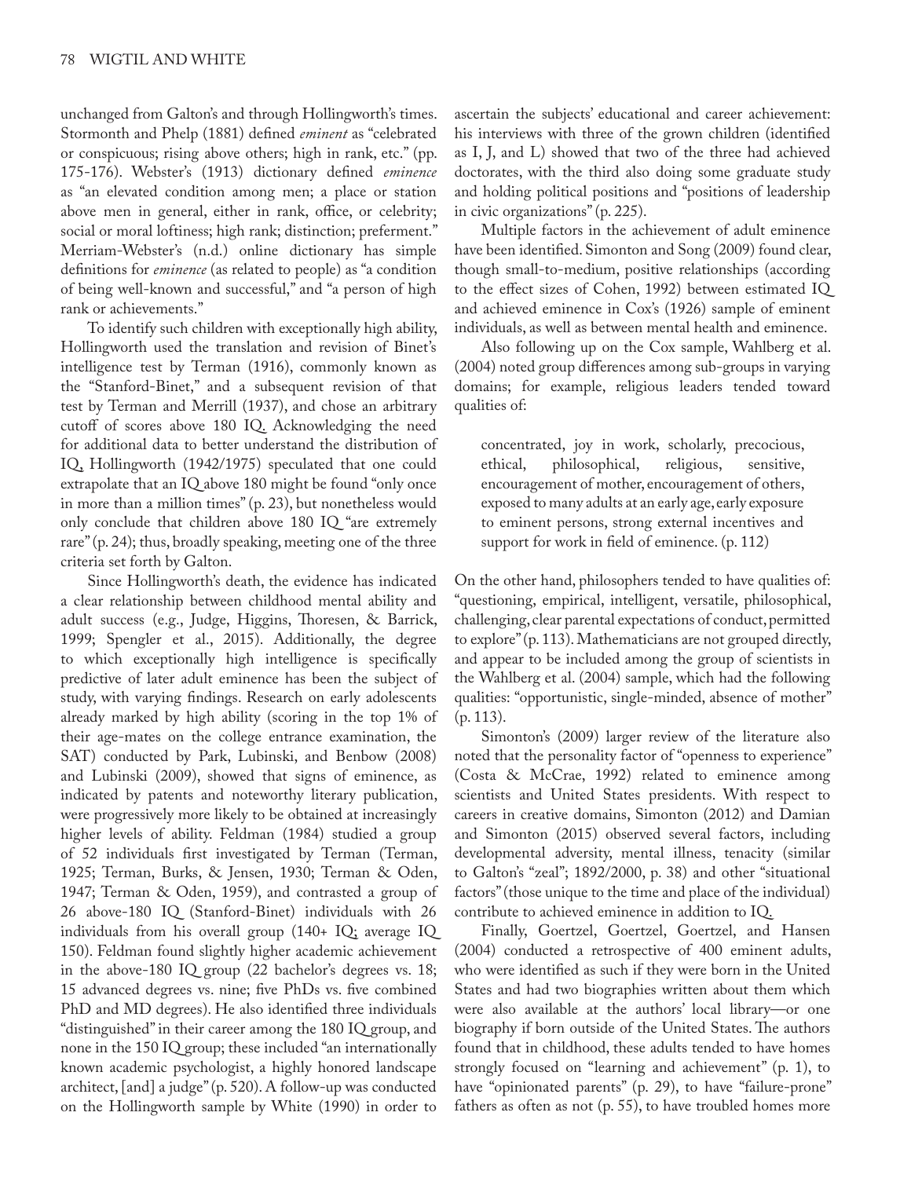unchanged from Galton's and through Hollingworth's times. Stormonth and Phelp (1881) defined *eminent* as "celebrated or conspicuous; rising above others; high in rank, etc." (pp. 175-176). Webster's (1913) dictionary defined *eminence* as "an elevated condition among men; a place or station above men in general, either in rank, office, or celebrity; social or moral loftiness; high rank; distinction; preferment." Merriam-Webster's (n.d.) online dictionary has simple definitions for *eminence* (as related to people) as "a condition of being well-known and successful," and "a person of high rank or achievements."

To identify such children with exceptionally high ability, Hollingworth used the translation and revision of Binet's intelligence test by Terman (1916), commonly known as the "Stanford-Binet," and a subsequent revision of that test by Terman and Merrill (1937), and chose an arbitrary cutoff of scores above 180 IQ. Acknowledging the need for additional data to better understand the distribution of IQ, Hollingworth (1942/1975) speculated that one could extrapolate that an IQ above 180 might be found "only once in more than a million times" (p. 23), but nonetheless would only conclude that children above 180 IQ "are extremely rare" (p. 24); thus, broadly speaking, meeting one of the three criteria set forth by Galton.

Since Hollingworth's death, the evidence has indicated a clear relationship between childhood mental ability and adult success (e.g., Judge, Higgins, Thoresen, & Barrick, 1999; Spengler et al., 2015). Additionally, the degree to which exceptionally high intelligence is specifically predictive of later adult eminence has been the subject of study, with varying findings. Research on early adolescents already marked by high ability (scoring in the top 1% of their age-mates on the college entrance examination, the SAT) conducted by Park, Lubinski, and Benbow (2008) and Lubinski (2009), showed that signs of eminence, as indicated by patents and noteworthy literary publication, were progressively more likely to be obtained at increasingly higher levels of ability. Feldman (1984) studied a group of 52 individuals first investigated by Terman (Terman, 1925; Terman, Burks, & Jensen, 1930; Terman & Oden, 1947; Terman & Oden, 1959), and contrasted a group of 26 above-180 IQ (Stanford-Binet) individuals with 26 individuals from his overall group (140+ IQ; average IQ 150). Feldman found slightly higher academic achievement in the above-180 IQ group (22 bachelor's degrees vs. 18; 15 advanced degrees vs. nine; five PhDs vs. five combined PhD and MD degrees). He also identified three individuals "distinguished" in their career among the 180 IQ group, and none in the 150 IQ group; these included "an internationally known academic psychologist, a highly honored landscape architect, [and] a judge" (p. 520). A follow-up was conducted on the Hollingworth sample by White (1990) in order to ascertain the subjects' educational and career achievement: his interviews with three of the grown children (identified as I, J, and L) showed that two of the three had achieved doctorates, with the third also doing some graduate study and holding political positions and "positions of leadership in civic organizations" (p. 225).

Multiple factors in the achievement of adult eminence have been identified. Simonton and Song (2009) found clear, though small-to-medium, positive relationships (according to the effect sizes of Cohen, 1992) between estimated IQ and achieved eminence in Cox's (1926) sample of eminent individuals, as well as between mental health and eminence.

Also following up on the Cox sample, Wahlberg et al. (2004) noted group differences among sub-groups in varying domains; for example, religious leaders tended toward qualities of:

> concentrated, joy in work, scholarly, precocious, ethical, philosophical, religious, sensitive, encouragement of mother, encouragement of others, exposed to many adults at an early age, early exposure to eminent persons, strong external incentives and support for work in field of eminence. (p. 112)

On the other hand, philosophers tended to have qualities of: "questioning, empirical, intelligent, versatile, philosophical, challenging, clear parental expectations of conduct, permitted to explore" (p. 113). Mathematicians are not grouped directly, and appear to be included among the group of scientists in the Wahlberg et al. (2004) sample, which had the following qualities: "opportunistic, single-minded, absence of mother" (p. 113).

Simonton's (2009) larger review of the literature also noted that the personality factor of "openness to experience" (Costa & McCrae, 1992) related to eminence among scientists and United States presidents. With respect to careers in creative domains, Simonton (2012) and Damian and Simonton (2015) observed several factors, including developmental adversity, mental illness, tenacity (similar to Galton's "zeal"; 1892/2000, p. 38) and other "situational factors" (those unique to the time and place of the individual) contribute to achieved eminence in addition to IQ.

Finally, Goertzel, Goertzel, Goertzel, and Hansen (2004) conducted a retrospective of 400 eminent adults, who were identified as such if they were born in the United States and had two biographies written about them which were also available at the authors' local library—or one biography if born outside of the United States. The authors found that in childhood, these adults tended to have homes strongly focused on "learning and achievement" (p. 1), to have "opinionated parents" (p. 29), to have "failure-prone" fathers as often as not (p. 55), to have troubled homes more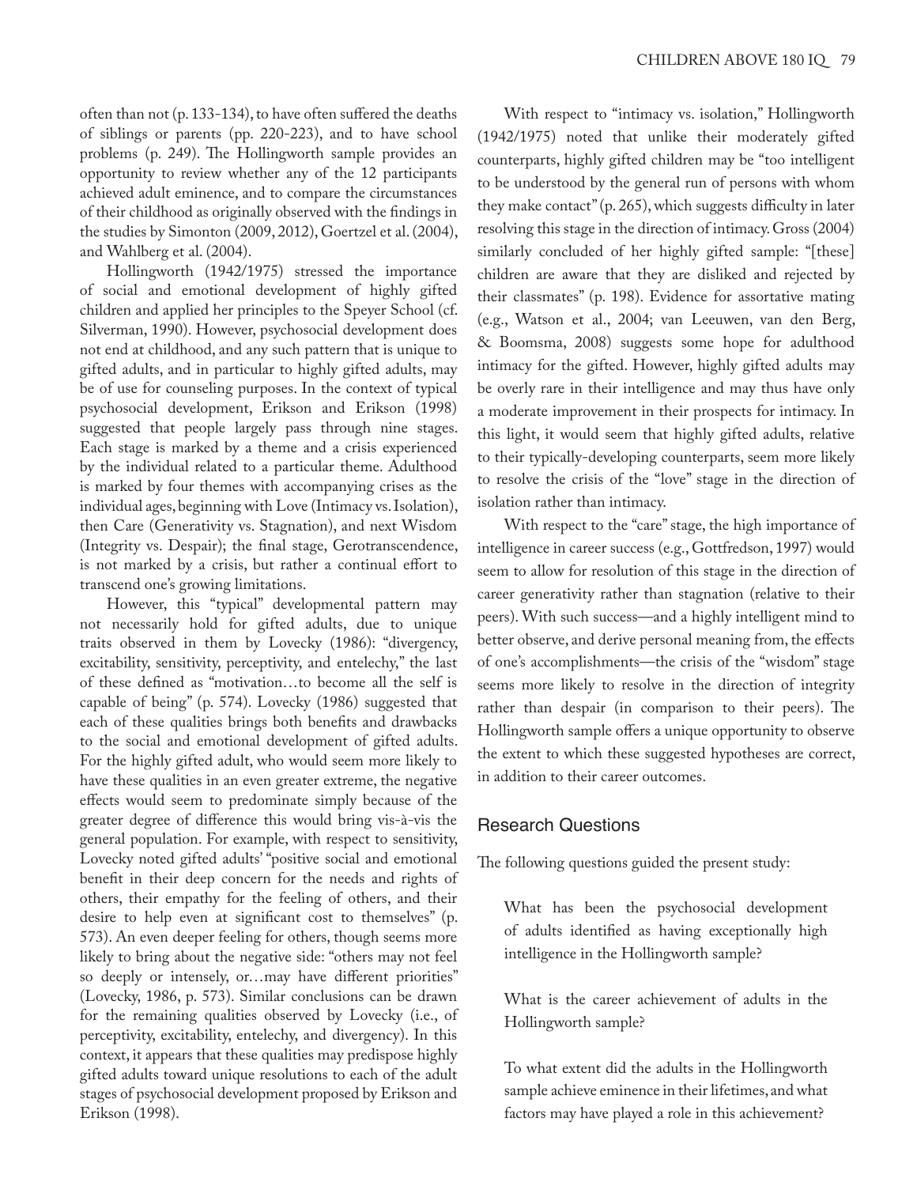often than not (p. 133-134), to have often suffered the deaths of siblings or parents (pp. 220-223), and to have school problems (p. 249). The Hollingworth sample provides an opportunity to review whether any of the 12 participants achieved adult eminence, and to compare the circumstances of their childhood as originally observed with the findings in the studies by Simonton (2009, 2012), Goertzel et al. (2004), and Wahlberg et al. (2004).

Hollingworth (1942/1975) stressed the importance of social and emotional development of highly gifted children and applied her principles to the Speyer School (cf. Silverman, 1990). However, psychosocial development does not end at childhood, and any such pattern that is unique to gifted adults, and in particular to highly gifted adults, may be of use for counseling purposes. In the context of typical psychosocial development, Erikson and Erikson (1998) suggested that people largely pass through nine stages. Each stage is marked by a theme and a crisis experienced by the individual related to a particular theme. Adulthood is marked by four themes with accompanying crises as the individual ages, beginning with Love (Intimacy vs. Isolation), then Care (Generativity vs. Stagnation), and next Wisdom (Integrity vs. Despair); the final stage, Gerotranscendence, is not marked by a crisis, but rather a continual effort to transcend one's growing limitations.

However, this "typical" developmental pattern may not necessarily hold for gifted adults, due to unique traits observed in them by Lovecky (1986): "divergency, excitability, sensitivity, perceptivity, and entelechy," the last of these defined as "motivation…to become all the self is capable of being" (p. 574). Lovecky (1986) suggested that each of these qualities brings both benefits and drawbacks to the social and emotional development of gifted adults. For the highly gifted adult, who would seem more likely to have these qualities in an even greater extreme, the negative effects would seem to predominate simply because of the greater degree of difference this would bring vis-à-vis the general population. For example, with respect to sensitivity, Lovecky noted gifted adults' "positive social and emotional benefit in their deep concern for the needs and rights of others, their empathy for the feeling of others, and their desire to help even at significant cost to themselves" (p. 573). An even deeper feeling for others, though seems more likely to bring about the negative side: "others may not feel so deeply or intensely, or…may have different priorities" (Lovecky, 1986, p. 573). Similar conclusions can be drawn for the remaining qualities observed by Lovecky (i.e., of perceptivity, excitability, entelechy, and divergency). In this context, it appears that these qualities may predispose highly gifted adults toward unique resolutions to each of the adult stages of psychosocial development proposed by Erikson and Erikson (1998).

With respect to "intimacy vs. isolation," Hollingworth (1942/1975) noted that unlike their moderately gifted counterparts, highly gifted children may be "too intelligent to be understood by the general run of persons with whom they make contact" (p. 265), which suggests difficulty in later resolving this stage in the direction of intimacy. Gross (2004) similarly concluded of her highly gifted sample: "[these] children are aware that they are disliked and rejected by their classmates" (p. 198). Evidence for assortative mating (e.g., Watson et al., 2004; van Leeuwen, van den Berg, & Boomsma, 2008) suggests some hope for adulthood intimacy for the gifted. However, highly gifted adults may be overly rare in their intelligence and may thus have only a moderate improvement in their prospects for intimacy. In this light, it would seem that highly gifted adults, relative to their typically-developing counterparts, seem more likely to resolve the crisis of the "love" stage in the direction of isolation rather than intimacy.

With respect to the "care" stage, the high importance of intelligence in career success (e.g., Gottfredson, 1997) would seem to allow for resolution of this stage in the direction of career generativity rather than stagnation (relative to their peers). With such success—and a highly intelligent mind to better observe, and derive personal meaning from, the effects of one's accomplishments—the crisis of the "wisdom" stage seems more likely to resolve in the direction of integrity rather than despair (in comparison to their peers). The Hollingworth sample offers a unique opportunity to observe the extent to which these suggested hypotheses are correct, in addition to their career outcomes.

## Research Questions

The following questions guided the present study:

> What has been the psychosocial development of adults identified as having exceptionally high intelligence in the Hollingworth sample?
>
> What is the career achievement of adults in the Hollingworth sample?
>
> To what extent did the adults in the Hollingworth sample achieve eminence in their lifetimes, and what factors may have played a role in this achievement?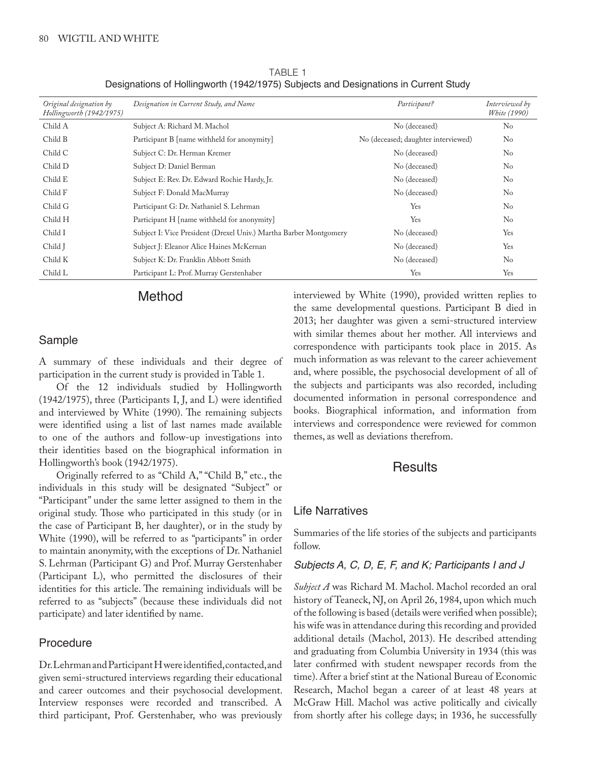TABLE 1
Designations of Hollingworth (1942/1975) Subjects and Designations in Current Study

| *Original designation by Hollingworth (1942/1975)* | *Designation in Current Study, and Name* | *Participant?* | *Interviewed by White (1990)* |
|---|---|---|---|
| Child A | Subject A: Richard M. Machol | No (deceased) | No |
| Child B | Participant B [name withheld for anonymity] | No (deceased; daughter interviewed) | No |
| Child C | Subject C: Dr. Herman Kremer | No (deceased) | No |
| Child D | Subject D: Daniel Berman | No (deceased) | No |
| Child E | Subject E: Rev. Dr. Edward Rochie Hardy, Jr. | No (deceased) | No |
| Child F | Subject F: Donald MacMurray | No (deceased) | No |
| Child G | Participant G: Dr. Nathaniel S. Lehrman | Yes | No |
| Child H | Participant H [name withheld for anonymity] | Yes | No |
| Child I | Subject I: Vice President (Drexel Univ.) Martha Barber Montgomery | No (deceased) | Yes |
| Child J | Subject J: Eleanor Alice Haines McKernan | No (deceased) | Yes |
| Child K | Subject K: Dr. Franklin Abbott Smith | No (deceased) | No |
| Child L | Participant L: Prof. Murray Gerstenhaber | Yes | Yes |

## Method

### Sample

A summary of these individuals and their degree of participation in the current study is provided in Table 1.

Of the 12 individuals studied by Hollingworth (1942/1975), three (Participants I, J, and L) were identified and interviewed by White (1990). The remaining subjects were identified using a list of last names made available to one of the authors and follow-up investigations into their identities based on the biographical information in Hollingworth's book (1942/1975).

Originally referred to as "Child A," "Child B," etc., the individuals in this study will be designated "Subject" or "Participant" under the same letter assigned to them in the original study. Those who participated in this study (or in the case of Participant B, her daughter), or in the study by White (1990), will be referred to as "participants" in order to maintain anonymity, with the exceptions of Dr. Nathaniel S. Lehrman (Participant G) and Prof. Murray Gerstenhaber (Participant L), who permitted the disclosures of their identities for this article. The remaining individuals will be referred to as "subjects" (because these individuals did not participate) and later identified by name.

### Procedure

Dr. Lehrman and Participant H were identified, contacted, and given semi-structured interviews regarding their educational and career outcomes and their psychosocial development. Interview responses were recorded and transcribed. A third participant, Prof. Gerstenhaber, who was previously interviewed by White (1990), provided written replies to the same developmental questions. Participant B died in 2013; her daughter was given a semi-structured interview with similar themes about her mother. All interviews and correspondence with participants took place in 2015. As much information as was relevant to the career achievement and, where possible, the psychosocial development of all of the subjects and participants was also recorded, including documented information in personal correspondence and books. Biographical information, and information from interviews and correspondence were reviewed for common themes, as well as deviations therefrom.

## Results

### Life Narratives

Summaries of the life stories of the subjects and participants follow.

#### *Subjects A, C, D, E, F, and K; Participants I and J*

*Subject A* was Richard M. Machol. Machol recorded an oral history of Teaneck, NJ, on April 26, 1984, upon which much of the following is based (details were verified when possible); his wife was in attendance during this recording and provided additional details (Machol, 2013). He described attending and graduating from Columbia University in 1934 (this was later confirmed with student newspaper records from the time). After a brief stint at the National Bureau of Economic Research, Machol began a career of at least 48 years at McGraw Hill. Machol was active politically and civically from shortly after his college days; in 1936, he successfully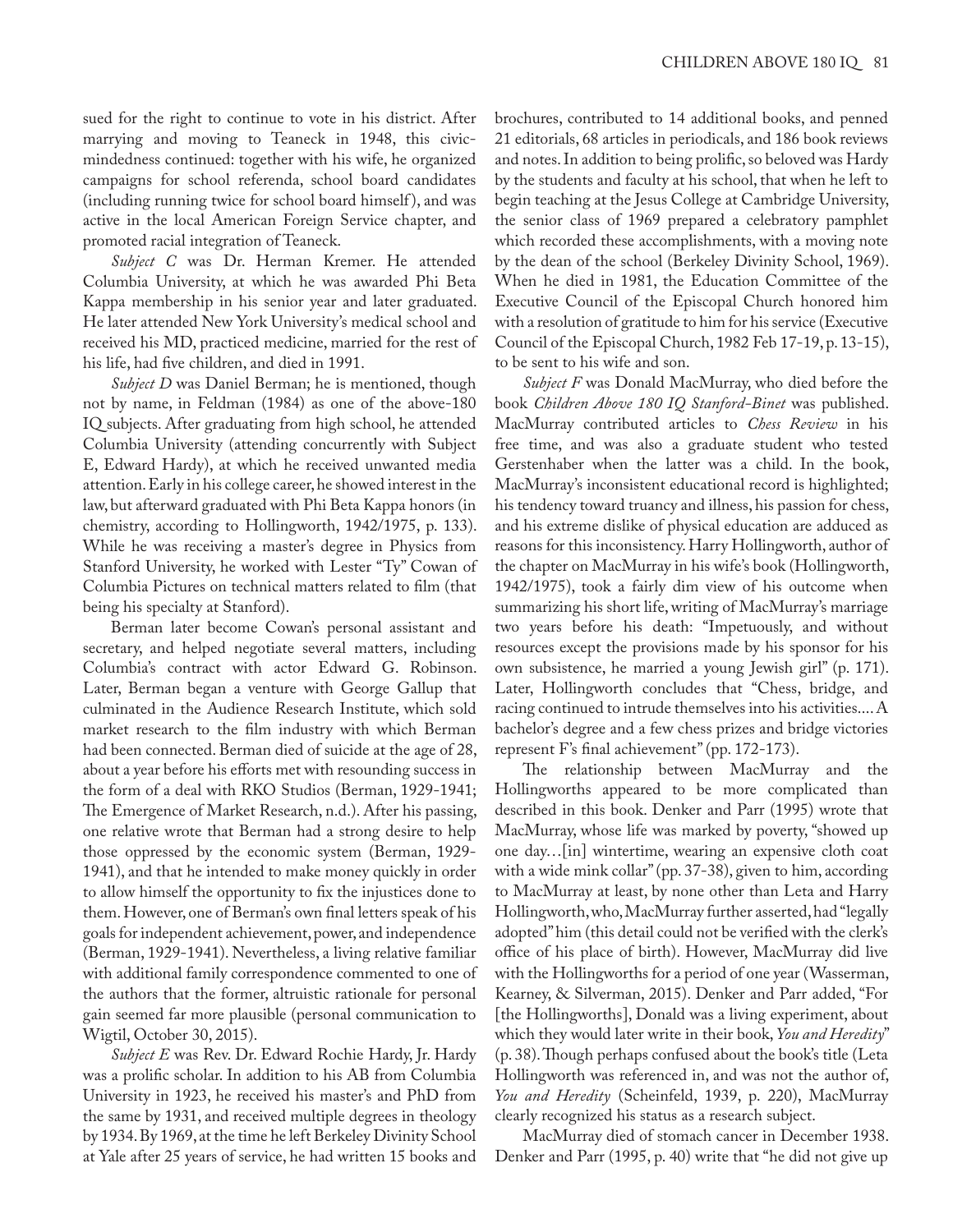sued for the right to continue to vote in his district. After marrying and moving to Teaneck in 1948, this civic-mindedness continued: together with his wife, he organized campaigns for school referenda, school board candidates (including running twice for school board himself), and was active in the local American Foreign Service chapter, and promoted racial integration of Teaneck.

*Subject C* was Dr. Herman Kremer. He attended Columbia University, at which he was awarded Phi Beta Kappa membership in his senior year and later graduated. He later attended New York University's medical school and received his MD, practiced medicine, married for the rest of his life, had five children, and died in 1991.

*Subject D* was Daniel Berman; he is mentioned, though not by name, in Feldman (1984) as one of the above-180 IQ subjects. After graduating from high school, he attended Columbia University (attending concurrently with Subject E, Edward Hardy), at which he received unwanted media attention. Early in his college career, he showed interest in the law, but afterward graduated with Phi Beta Kappa honors (in chemistry, according to Hollingworth, 1942/1975, p. 133). While he was receiving a master's degree in Physics from Stanford University, he worked with Lester "Ty" Cowan of Columbia Pictures on technical matters related to film (that being his specialty at Stanford).

Berman later become Cowan's personal assistant and secretary, and helped negotiate several matters, including Columbia's contract with actor Edward G. Robinson. Later, Berman began a venture with George Gallup that culminated in the Audience Research Institute, which sold market research to the film industry with which Berman had been connected. Berman died of suicide at the age of 28, about a year before his efforts met with resounding success in the form of a deal with RKO Studios (Berman, 1929-1941; The Emergence of Market Research, n.d.). After his passing, one relative wrote that Berman had a strong desire to help those oppressed by the economic system (Berman, 1929-1941), and that he intended to make money quickly in order to allow himself the opportunity to fix the injustices done to them. However, one of Berman's own final letters speak of his goals for independent achievement, power, and independence (Berman, 1929-1941). Nevertheless, a living relative familiar with additional family correspondence commented to one of the authors that the former, altruistic rationale for personal gain seemed far more plausible (personal communication to Wigtil, October 30, 2015).

*Subject E* was Rev. Dr. Edward Rochie Hardy, Jr. Hardy was a prolific scholar. In addition to his AB from Columbia University in 1923, he received his master's and PhD from the same by 1931, and received multiple degrees in theology by 1934. By 1969, at the time he left Berkeley Divinity School at Yale after 25 years of service, he had written 15 books and brochures, contributed to 14 additional books, and penned 21 editorials, 68 articles in periodicals, and 186 book reviews and notes. In addition to being prolific, so beloved was Hardy by the students and faculty at his school, that when he left to begin teaching at the Jesus College at Cambridge University, the senior class of 1969 prepared a celebratory pamphlet which recorded these accomplishments, with a moving note by the dean of the school (Berkeley Divinity School, 1969). When he died in 1981, the Education Committee of the Executive Council of the Episcopal Church honored him with a resolution of gratitude to him for his service (Executive Council of the Episcopal Church, 1982 Feb 17-19, p. 13-15), to be sent to his wife and son.

*Subject F* was Donald MacMurray, who died before the book *Children Above 180 IQ Stanford-Binet* was published. MacMurray contributed articles to *Chess Review* in his free time, and was also a graduate student who tested Gerstenhaber when the latter was a child. In the book, MacMurray's inconsistent educational record is highlighted; his tendency toward truancy and illness, his passion for chess, and his extreme dislike of physical education are adduced as reasons for this inconsistency. Harry Hollingworth, author of the chapter on MacMurray in his wife's book (Hollingworth, 1942/1975), took a fairly dim view of his outcome when summarizing his short life, writing of MacMurray's marriage two years before his death: "Impetuously, and without resources except the provisions made by his sponsor for his own subsistence, he married a young Jewish girl" (p. 171). Later, Hollingworth concludes that "Chess, bridge, and racing continued to intrude themselves into his activities.... A bachelor's degree and a few chess prizes and bridge victories represent F's final achievement" (pp. 172-173).

The relationship between MacMurray and the Hollingworths appeared to be more complicated than described in this book. Denker and Parr (1995) wrote that MacMurray, whose life was marked by poverty, "showed up one day…[in] wintertime, wearing an expensive cloth coat with a wide mink collar" (pp. 37-38), given to him, according to MacMurray at least, by none other than Leta and Harry Hollingworth, who, MacMurray further asserted, had "legally adopted" him (this detail could not be verified with the clerk's office of his place of birth). However, MacMurray did live with the Hollingworths for a period of one year (Wasserman, Kearney, & Silverman, 2015). Denker and Parr added, "For [the Hollingworths], Donald was a living experiment, about which they would later write in their book, *You and Heredity*" (p. 38). Though perhaps confused about the book's title (Leta Hollingworth was referenced in, and was not the author of, *You and Heredity* (Scheinfeld, 1939, p. 220), MacMurray clearly recognized his status as a research subject.

MacMurray died of stomach cancer in December 1938. Denker and Parr (1995, p. 40) write that "he did not give up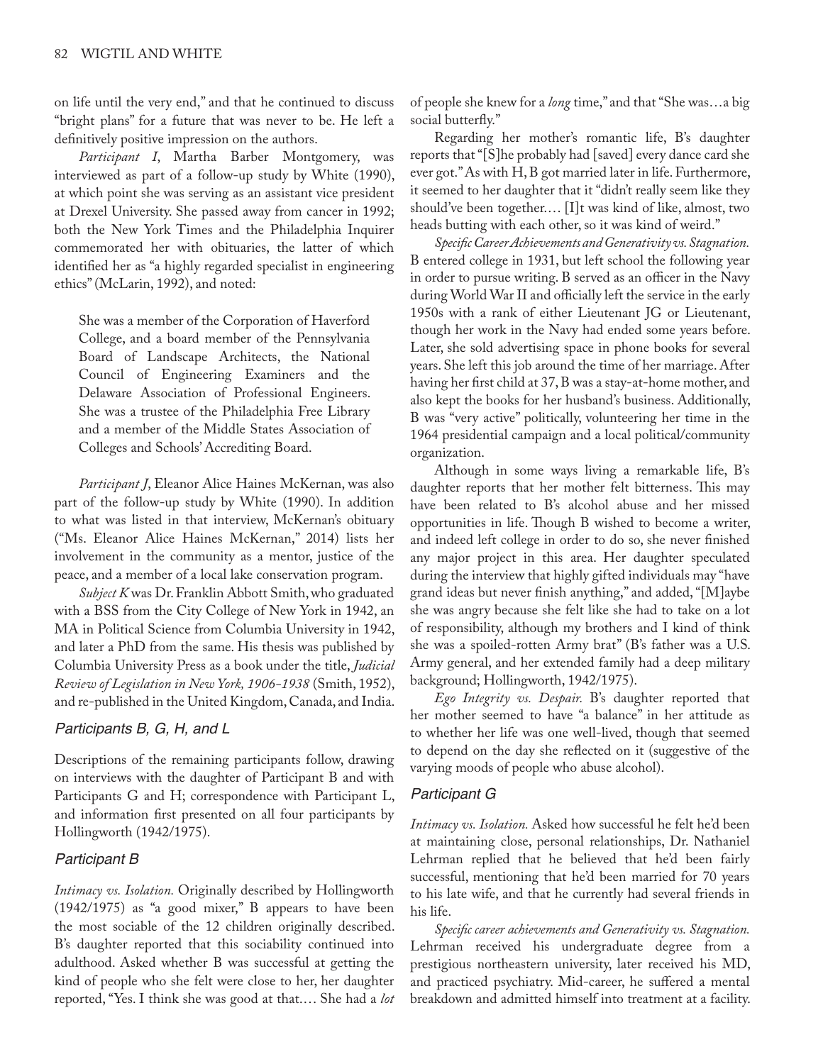on life until the very end," and that he continued to discuss "bright plans" for a future that was never to be. He left a definitively positive impression on the authors.

*Participant I*, Martha Barber Montgomery, was interviewed as part of a follow-up study by White (1990), at which point she was serving as an assistant vice president at Drexel University. She passed away from cancer in 1992; both the New York Times and the Philadelphia Inquirer commemorated her with obituaries, the latter of which identified her as "a highly regarded specialist in engineering ethics" (McLarin, 1992), and noted:

> She was a member of the Corporation of Haverford College, and a board member of the Pennsylvania Board of Landscape Architects, the National Council of Engineering Examiners and the Delaware Association of Professional Engineers. She was a trustee of the Philadelphia Free Library and a member of the Middle States Association of Colleges and Schools' Accrediting Board.

*Participant J*, Eleanor Alice Haines McKernan, was also part of the follow-up study by White (1990). In addition to what was listed in that interview, McKernan's obituary ("Ms. Eleanor Alice Haines McKernan," 2014) lists her involvement in the community as a mentor, justice of the peace, and a member of a local lake conservation program.

*Subject K* was Dr. Franklin Abbott Smith, who graduated with a BSS from the City College of New York in 1942, an MA in Political Science from Columbia University in 1942, and later a PhD from the same. His thesis was published by Columbia University Press as a book under the title, *Judicial Review of Legislation in New York, 1906-1938* (Smith, 1952), and re-published in the United Kingdom, Canada, and India.

### Participants B, G, H, and L

Descriptions of the remaining participants follow, drawing on interviews with the daughter of Participant B and with Participants G and H; correspondence with Participant L, and information first presented on all four participants by Hollingworth (1942/1975).

### Participant B

*Intimacy vs. Isolation.* Originally described by Hollingworth (1942/1975) as "a good mixer," B appears to have been the most sociable of the 12 children originally described. B's daughter reported that this sociability continued into adulthood. Asked whether B was successful at getting the kind of people who she felt were close to her, her daughter reported, "Yes. I think she was good at that.… She had a *lot* of people she knew for a *long* time," and that "She was…a big social butterfly."

Regarding her mother's romantic life, B's daughter reports that "[S]he probably had [saved] every dance card she ever got." As with H, B got married later in life. Furthermore, it seemed to her daughter that it "didn't really seem like they should've been together.… [I]t was kind of like, almost, two heads butting with each other, so it was kind of weird."

*Specific Career Achievements and Generativity vs. Stagnation.* B entered college in 1931, but left school the following year in order to pursue writing. B served as an officer in the Navy during World War II and officially left the service in the early 1950s with a rank of either Lieutenant JG or Lieutenant, though her work in the Navy had ended some years before. Later, she sold advertising space in phone books for several years. She left this job around the time of her marriage. After having her first child at 37, B was a stay-at-home mother, and also kept the books for her husband's business. Additionally, B was "very active" politically, volunteering her time in the 1964 presidential campaign and a local political/community organization.

Although in some ways living a remarkable life, B's daughter reports that her mother felt bitterness. This may have been related to B's alcohol abuse and her missed opportunities in life. Though B wished to become a writer, and indeed left college in order to do so, she never finished any major project in this area. Her daughter speculated during the interview that highly gifted individuals may "have grand ideas but never finish anything," and added, "[M]aybe she was angry because she felt like she had to take on a lot of responsibility, although my brothers and I kind of think she was a spoiled-rotten Army brat" (B's father was a U.S. Army general, and her extended family had a deep military background; Hollingworth, 1942/1975).

*Ego Integrity vs. Despair.* B's daughter reported that her mother seemed to have "a balance" in her attitude as to whether her life was one well-lived, though that seemed to depend on the day she reflected on it (suggestive of the varying moods of people who abuse alcohol).

### Participant G

*Intimacy vs. Isolation.* Asked how successful he felt he'd been at maintaining close, personal relationships, Dr. Nathaniel Lehrman replied that he believed that he'd been fairly successful, mentioning that he'd been married for 70 years to his late wife, and that he currently had several friends in his life.

*Specific career achievements and Generativity vs. Stagnation.* Lehrman received his undergraduate degree from a prestigious northeastern university, later received his MD, and practiced psychiatry. Mid-career, he suffered a mental breakdown and admitted himself into treatment at a facility.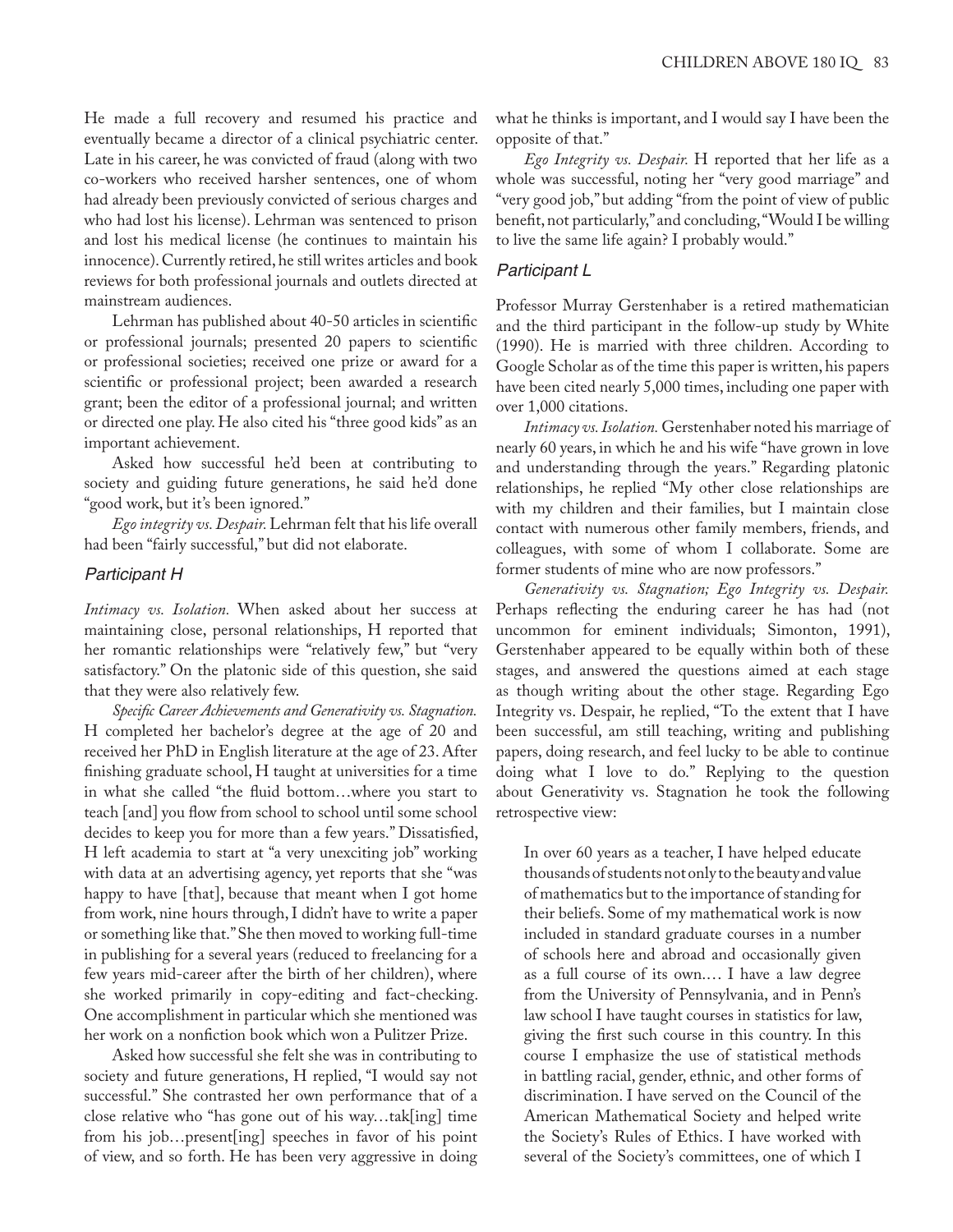He made a full recovery and resumed his practice and eventually became a director of a clinical psychiatric center. Late in his career, he was convicted of fraud (along with two co-workers who received harsher sentences, one of whom had already been previously convicted of serious charges and who had lost his license). Lehrman was sentenced to prison and lost his medical license (he continues to maintain his innocence). Currently retired, he still writes articles and book reviews for both professional journals and outlets directed at mainstream audiences.

Lehrman has published about 40-50 articles in scientific or professional journals; presented 20 papers to scientific or professional societies; received one prize or award for a scientific or professional project; been awarded a research grant; been the editor of a professional journal; and written or directed one play. He also cited his "three good kids" as an important achievement.

Asked how successful he'd been at contributing to society and guiding future generations, he said he'd done "good work, but it's been ignored."

*Ego integrity vs. Despair.* Lehrman felt that his life overall had been "fairly successful," but did not elaborate.

### Participant H

*Intimacy vs. Isolation.* When asked about her success at maintaining close, personal relationships, H reported that her romantic relationships were "relatively few," but "very satisfactory." On the platonic side of this question, she said that they were also relatively few.

*Specific Career Achievements and Generativity vs. Stagnation.* H completed her bachelor's degree at the age of 20 and received her PhD in English literature at the age of 23. After finishing graduate school, H taught at universities for a time in what she called "the fluid bottom…where you start to teach [and] you flow from school to school until some school decides to keep you for more than a few years." Dissatisfied, H left academia to start at "a very unexciting job" working with data at an advertising agency, yet reports that she "was happy to have [that], because that meant when I got home from work, nine hours through, I didn't have to write a paper or something like that." She then moved to working full-time in publishing for a several years (reduced to freelancing for a few years mid-career after the birth of her children), where she worked primarily in copy-editing and fact-checking. One accomplishment in particular which she mentioned was her work on a nonfiction book which won a Pulitzer Prize.

Asked how successful she felt she was in contributing to society and future generations, H replied, "I would say not successful." She contrasted her own performance that of a close relative who "has gone out of his way…tak[ing] time from his job…present[ing] speeches in favor of his point of view, and so forth. He has been very aggressive in doing what he thinks is important, and I would say I have been the opposite of that."

*Ego Integrity vs. Despair.* H reported that her life as a whole was successful, noting her "very good marriage" and "very good job," but adding "from the point of view of public benefit, not particularly," and concluding, "Would I be willing to live the same life again? I probably would."

### Participant L

Professor Murray Gerstenhaber is a retired mathematician and the third participant in the follow-up study by White (1990). He is married with three children. According to Google Scholar as of the time this paper is written, his papers have been cited nearly 5,000 times, including one paper with over 1,000 citations.

*Intimacy vs. Isolation.* Gerstenhaber noted his marriage of nearly 60 years, in which he and his wife "have grown in love and understanding through the years." Regarding platonic relationships, he replied "My other close relationships are with my children and their families, but I maintain close contact with numerous other family members, friends, and colleagues, with some of whom I collaborate. Some are former students of mine who are now professors."

*Generativity vs. Stagnation; Ego Integrity vs. Despair.* Perhaps reflecting the enduring career he has had (not uncommon for eminent individuals; Simonton, 1991), Gerstenhaber appeared to be equally within both of these stages, and answered the questions aimed at each stage as though writing about the other stage. Regarding Ego Integrity vs. Despair, he replied, "To the extent that I have been successful, am still teaching, writing and publishing papers, doing research, and feel lucky to be able to continue doing what I love to do." Replying to the question about Generativity vs. Stagnation he took the following retrospective view:

> In over 60 years as a teacher, I have helped educate thousands of students not only to the beauty and value of mathematics but to the importance of standing for their beliefs. Some of my mathematical work is now included in standard graduate courses in a number of schools here and abroad and occasionally given as a full course of its own.… I have a law degree from the University of Pennsylvania, and in Penn's law school I have taught courses in statistics for law, giving the first such course in this country. In this course I emphasize the use of statistical methods in battling racial, gender, ethnic, and other forms of discrimination. I have served on the Council of the American Mathematical Society and helped write the Society's Rules of Ethics. I have worked with several of the Society's committees, one of which I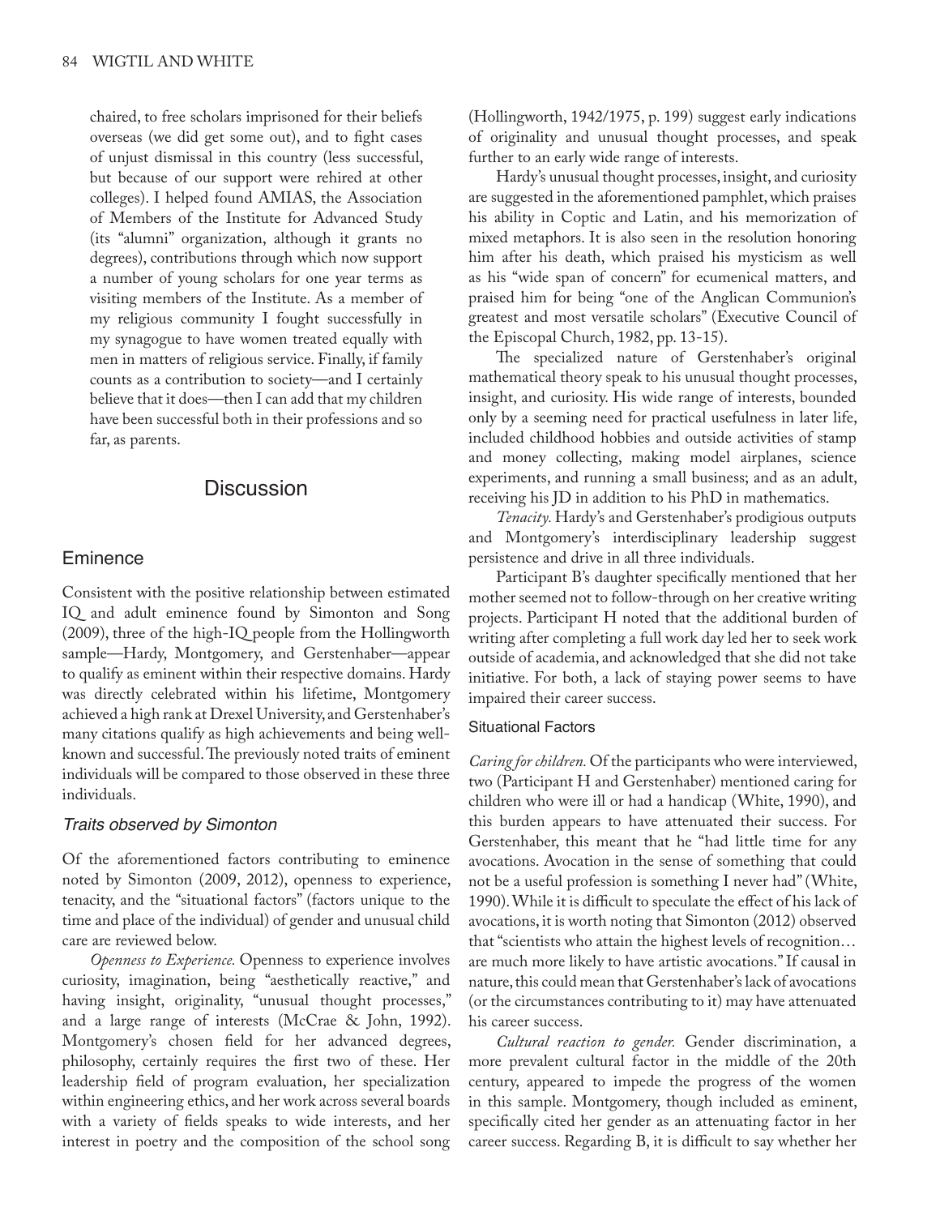chaired, to free scholars imprisoned for their beliefs overseas (we did get some out), and to fight cases of unjust dismissal in this country (less successful, but because of our support were rehired at other colleges). I helped found AMIAS, the Association of Members of the Institute for Advanced Study (its "alumni" organization, although it grants no degrees), contributions through which now support a number of young scholars for one year terms as visiting members of the Institute. As a member of my religious community I fought successfully in my synagogue to have women treated equally with men in matters of religious service. Finally, if family counts as a contribution to society—and I certainly believe that it does—then I can add that my children have been successful both in their professions and so far, as parents.

# Discussion

## Eminence

Consistent with the positive relationship between estimated IQ and adult eminence found by Simonton and Song (2009), three of the high-IQ people from the Hollingworth sample—Hardy, Montgomery, and Gerstenhaber—appear to qualify as eminent within their respective domains. Hardy was directly celebrated within his lifetime, Montgomery achieved a high rank at Drexel University, and Gerstenhaber's many citations qualify as high achievements and being well-known and successful. The previously noted traits of eminent individuals will be compared to those observed in these three individuals.

### *Traits observed by Simonton*

Of the aforementioned factors contributing to eminence noted by Simonton (2009, 2012), openness to experience, tenacity, and the "situational factors" (factors unique to the time and place of the individual) of gender and unusual child care are reviewed below.

*Openness to Experience.* Openness to experience involves curiosity, imagination, being "aesthetically reactive," and having insight, originality, "unusual thought processes," and a large range of interests (McCrae & John, 1992). Montgomery's chosen field for her advanced degrees, philosophy, certainly requires the first two of these. Her leadership field of program evaluation, her specialization within engineering ethics, and her work across several boards with a variety of fields speaks to wide interests, and her interest in poetry and the composition of the school song (Hollingworth, 1942/1975, p. 199) suggest early indications of originality and unusual thought processes, and speak further to an early wide range of interests.

Hardy's unusual thought processes, insight, and curiosity are suggested in the aforementioned pamphlet, which praises his ability in Coptic and Latin, and his memorization of mixed metaphors. It is also seen in the resolution honoring him after his death, which praised his mysticism as well as his "wide span of concern" for ecumenical matters, and praised him for being "one of the Anglican Communion's greatest and most versatile scholars" (Executive Council of the Episcopal Church, 1982, pp. 13-15).

The specialized nature of Gerstenhaber's original mathematical theory speak to his unusual thought processes, insight, and curiosity. His wide range of interests, bounded only by a seeming need for practical usefulness in later life, included childhood hobbies and outside activities of stamp and money collecting, making model airplanes, science experiments, and running a small business; and as an adult, receiving his JD in addition to his PhD in mathematics.

*Tenacity.* Hardy's and Gerstenhaber's prodigious outputs and Montgomery's interdisciplinary leadership suggest persistence and drive in all three individuals.

Participant B's daughter specifically mentioned that her mother seemed not to follow-through on her creative writing projects. Participant H noted that the additional burden of writing after completing a full work day led her to seek work outside of academia, and acknowledged that she did not take initiative. For both, a lack of staying power seems to have impaired their career success.

#### Situational Factors

*Caring for children.* Of the participants who were interviewed, two (Participant H and Gerstenhaber) mentioned caring for children who were ill or had a handicap (White, 1990), and this burden appears to have attenuated their success. For Gerstenhaber, this meant that he "had little time for any avocations. Avocation in the sense of something that could not be a useful profession is something I never had" (White, 1990). While it is difficult to speculate the effect of his lack of avocations, it is worth noting that Simonton (2012) observed that "scientists who attain the highest levels of recognition… are much more likely to have artistic avocations." If causal in nature, this could mean that Gerstenhaber's lack of avocations (or the circumstances contributing to it) may have attenuated his career success.

*Cultural reaction to gender.* Gender discrimination, a more prevalent cultural factor in the middle of the 20th century, appeared to impede the progress of the women in this sample. Montgomery, though included as eminent, specifically cited her gender as an attenuating factor in her career success. Regarding B, it is difficult to say whether her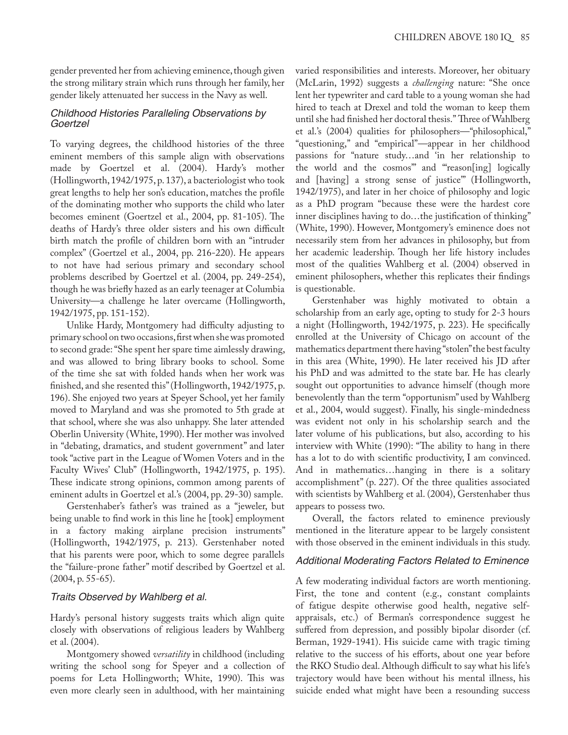gender prevented her from achieving eminence, though given the strong military strain which runs through her family, her gender likely attenuated her success in the Navy as well.

### *Childhood Histories Paralleling Observations by Goertzel*

To varying degrees, the childhood histories of the three eminent members of this sample align with observations made by Goertzel et al. (2004). Hardy's mother (Hollingworth, 1942/1975, p. 137), a bacteriologist who took great lengths to help her son's education, matches the profile of the dominating mother who supports the child who later becomes eminent (Goertzel et al., 2004, pp. 81-105). The deaths of Hardy's three older sisters and his own difficult birth match the profile of children born with an "intruder complex" (Goertzel et al., 2004, pp. 216-220). He appears to not have had serious primary and secondary school problems described by Goertzel et al. (2004, pp. 249-254), though he was briefly hazed as an early teenager at Columbia University—a challenge he later overcame (Hollingworth, 1942/1975, pp. 151-152).

Unlike Hardy, Montgomery had difficulty adjusting to primary school on two occasions, first when she was promoted to second grade: "She spent her spare time aimlessly drawing, and was allowed to bring library books to school. Some of the time she sat with folded hands when her work was finished, and she resented this" (Hollingworth, 1942/1975, p. 196). She enjoyed two years at Speyer School, yet her family moved to Maryland and was she promoted to 5th grade at that school, where she was also unhappy. She later attended Oberlin University (White, 1990). Her mother was involved in "debating, dramatics, and student government" and later took "active part in the League of Women Voters and in the Faculty Wives' Club" (Hollingworth, 1942/1975, p. 195). These indicate strong opinions, common among parents of eminent adults in Goertzel et al.'s (2004, pp. 29-30) sample.

Gerstenhaber's father's was trained as a "jeweler, but being unable to find work in this line he [took] employment in a factory making airplane precision instruments" (Hollingworth, 1942/1975, p. 213). Gerstenhaber noted that his parents were poor, which to some degree parallels the "failure-prone father" motif described by Goertzel et al. (2004, p. 55-65).

### *Traits Observed by Wahlberg et al.*

Hardy's personal history suggests traits which align quite closely with observations of religious leaders by Wahlberg et al. (2004).

Montgomery showed *versatility* in childhood (including writing the school song for Speyer and a collection of poems for Leta Hollingworth; White, 1990). This was even more clearly seen in adulthood, with her maintaining varied responsibilities and interests. Moreover, her obituary (McLarin, 1992) suggests a *challenging* nature: "She once lent her typewriter and card table to a young woman she had hired to teach at Drexel and told the woman to keep them until she had finished her doctoral thesis." Three of Wahlberg et al.'s (2004) qualities for philosophers—"philosophical," "questioning," and "empirical"—appear in her childhood passions for "nature study…and 'in her relationship to the world and the cosmos'" and "'reason[ing] logically and [having] a strong sense of justice'" (Hollingworth, 1942/1975), and later in her choice of philosophy and logic as a PhD program "because these were the hardest core inner disciplines having to do…the justification of thinking" (White, 1990). However, Montgomery's eminence does not necessarily stem from her advances in philosophy, but from her academic leadership. Though her life history includes most of the qualities Wahlberg et al. (2004) observed in eminent philosophers, whether this replicates their findings is questionable.

Gerstenhaber was highly motivated to obtain a scholarship from an early age, opting to study for 2-3 hours a night (Hollingworth, 1942/1975, p. 223). He specifically enrolled at the University of Chicago on account of the mathematics department there having "stolen" the best faculty in this area (White, 1990). He later received his JD after his PhD and was admitted to the state bar. He has clearly sought out opportunities to advance himself (though more benevolently than the term "opportunism" used by Wahlberg et al., 2004, would suggest). Finally, his single-mindedness was evident not only in his scholarship search and the later volume of his publications, but also, according to his interview with White (1990): "The ability to hang in there has a lot to do with scientific productivity, I am convinced. And in mathematics…hanging in there is a solitary accomplishment" (p. 227). Of the three qualities associated with scientists by Wahlberg et al. (2004), Gerstenhaber thus appears to possess two.

Overall, the factors related to eminence previously mentioned in the literature appear to be largely consistent with those observed in the eminent individuals in this study.

### *Additional Moderating Factors Related to Eminence*

A few moderating individual factors are worth mentioning. First, the tone and content (e.g., constant complaints of fatigue despite otherwise good health, negative self-appraisals, etc.) of Berman's correspondence suggest he suffered from depression, and possibly bipolar disorder (cf. Berman, 1929-1941). His suicide came with tragic timing relative to the success of his efforts, about one year before the RKO Studio deal. Although difficult to say what his life's trajectory would have been without his mental illness, his suicide ended what might have been a resounding success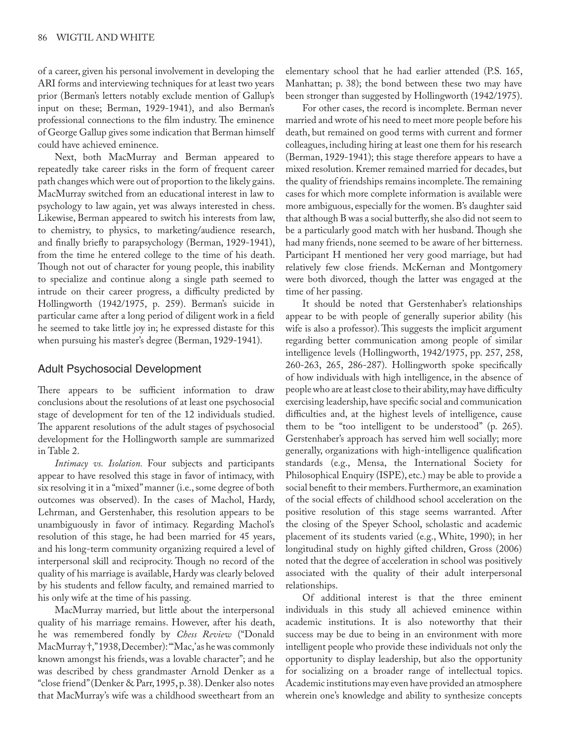of a career, given his personal involvement in developing the ARI forms and interviewing techniques for at least two years prior (Berman's letters notably exclude mention of Gallup's input on these; Berman, 1929-1941), and also Berman's professional connections to the film industry. The eminence of George Gallup gives some indication that Berman himself could have achieved eminence.

Next, both MacMurray and Berman appeared to repeatedly take career risks in the form of frequent career path changes which were out of proportion to the likely gains. MacMurray switched from an educational interest in law to psychology to law again, yet was always interested in chess. Likewise, Berman appeared to switch his interests from law, to chemistry, to physics, to marketing/audience research, and finally briefly to parapsychology (Berman, 1929-1941), from the time he entered college to the time of his death. Though not out of character for young people, this inability to specialize and continue along a single path seemed to intrude on their career progress, a difficulty predicted by Hollingworth (1942/1975, p. 259). Berman's suicide in particular came after a long period of diligent work in a field he seemed to take little joy in; he expressed distaste for this when pursuing his master's degree (Berman, 1929-1941).

## Adult Psychosocial Development

There appears to be sufficient information to draw conclusions about the resolutions of at least one psychosocial stage of development for ten of the 12 individuals studied. The apparent resolutions of the adult stages of psychosocial development for the Hollingworth sample are summarized in Table 2.

*Intimacy vs. Isolation.* Four subjects and participants appear to have resolved this stage in favor of intimacy, with six resolving it in a "mixed" manner (i.e., some degree of both outcomes was observed). In the cases of Machol, Hardy, Lehrman, and Gerstenhaber, this resolution appears to be unambiguously in favor of intimacy. Regarding Machol's resolution of this stage, he had been married for 45 years, and his long-term community organizing required a level of interpersonal skill and reciprocity. Though no record of the quality of his marriage is available, Hardy was clearly beloved by his students and fellow faculty, and remained married to his only wife at the time of his passing.

MacMurray married, but little about the interpersonal quality of his marriage remains. However, after his death, he was remembered fondly by *Chess Review* ("Donald MacMurray †," 1938, December): "'Mac,' as he was commonly known amongst his friends, was a lovable character"; and he was described by chess grandmaster Arnold Denker as a "close friend" (Denker & Parr, 1995, p. 38). Denker also notes that MacMurray's wife was a childhood sweetheart from an elementary school that he had earlier attended (P.S. 165, Manhattan; p. 38); the bond between these two may have been stronger than suggested by Hollingworth (1942/1975).

For other cases, the record is incomplete. Berman never married and wrote of his need to meet more people before his death, but remained on good terms with current and former colleagues, including hiring at least one them for his research (Berman, 1929-1941); this stage therefore appears to have a mixed resolution. Kremer remained married for decades, but the quality of friendships remains incomplete. The remaining cases for which more complete information is available were more ambiguous, especially for the women. B's daughter said that although B was a social butterfly, she also did not seem to be a particularly good match with her husband. Though she had many friends, none seemed to be aware of her bitterness. Participant H mentioned her very good marriage, but had relatively few close friends. McKernan and Montgomery were both divorced, though the latter was engaged at the time of her passing.

It should be noted that Gerstenhaber's relationships appear to be with people of generally superior ability (his wife is also a professor). This suggests the implicit argument regarding better communication among people of similar intelligence levels (Hollingworth, 1942/1975, pp. 257, 258, 260-263, 265, 286-287). Hollingworth spoke specifically of how individuals with high intelligence, in the absence of people who are at least close to their ability, may have difficulty exercising leadership, have specific social and communication difficulties and, at the highest levels of intelligence, cause them to be "too intelligent to be understood" (p. 265). Gerstenhaber's approach has served him well socially; more generally, organizations with high-intelligence qualification standards (e.g., Mensa, the International Society for Philosophical Enquiry (ISPE), etc.) may be able to provide a social benefit to their members. Furthermore, an examination of the social effects of childhood school acceleration on the positive resolution of this stage seems warranted. After the closing of the Speyer School, scholastic and academic placement of its students varied (e.g., White, 1990); in her longitudinal study on highly gifted children, Gross (2006) noted that the degree of acceleration in school was positively associated with the quality of their adult interpersonal relationships.

Of additional interest is that the three eminent individuals in this study all achieved eminence within academic institutions. It is also noteworthy that their success may be due to being in an environment with more intelligent people who provide these individuals not only the opportunity to display leadership, but also the opportunity for socializing on a broader range of intellectual topics. Academic institutions may even have provided an atmosphere wherein one's knowledge and ability to synthesize concepts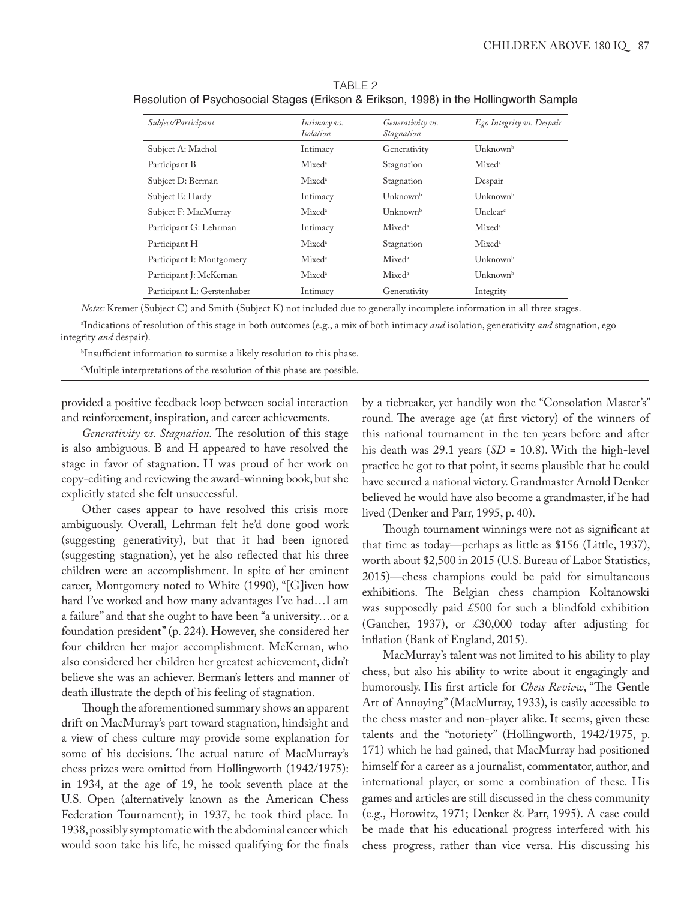TABLE 2
Resolution of Psychosocial Stages (Erikson & Erikson, 1998) in the Hollingworth Sample

| *Subject/Participant* | *Intimacy vs. Isolation* | *Generativity vs. Stagnation* | *Ego Integrity vs. Despair* |
|---|---|---|---|
| Subject A: Machol | Intimacy | Generativity | Unknown[b] |
| Participant B | Mixed[a] | Stagnation | Mixed[a] |
| Subject D: Berman | Mixed[a] | Stagnation | Despair |
| Subject E: Hardy | Intimacy | Unknown[b] | Unknown[b] |
| Subject F: MacMurray | Mixed[a] | Unknown[b] | Unclear[c] |
| Participant G: Lehrman | Intimacy | Mixed[a] | Mixed[a] |
| Participant H | Mixed[a] | Stagnation | Mixed[a] |
| Participant I: Montgomery | Mixed[a] | Mixed[a] | Unknown[b] |
| Participant J: McKernan | Mixed[a] | Mixed[a] | Unknown[b] |
| Participant L: Gerstenhaber | Intimacy | Generativity | Integrity |

*Notes:* Kremer (Subject C) and Smith (Subject K) not included due to generally incomplete information in all three stages.

[a]Indications of resolution of this stage in both outcomes (e.g., a mix of both intimacy *and* isolation, generativity *and* stagnation, ego integrity *and* despair).

[b]Insufficient information to surmise a likely resolution to this phase.

[c]Multiple interpretations of the resolution of this phase are possible.

provided a positive feedback loop between social interaction and reinforcement, inspiration, and career achievements.

*Generativity vs. Stagnation.* The resolution of this stage is also ambiguous. B and H appeared to have resolved the stage in favor of stagnation. H was proud of her work on copy-editing and reviewing the award-winning book, but she explicitly stated she felt unsuccessful.

Other cases appear to have resolved this crisis more ambiguously. Overall, Lehrman felt he'd done good work (suggesting generativity), but that it had been ignored (suggesting stagnation), yet he also reflected that his three children were an accomplishment. In spite of her eminent career, Montgomery noted to White (1990), "[G]iven how hard I've worked and how many advantages I've had…I am a failure" and that she ought to have been "a university…or a foundation president" (p. 224). However, she considered her four children her major accomplishment. McKernan, who also considered her children her greatest achievement, didn't believe she was an achiever. Berman's letters and manner of death illustrate the depth of his feeling of stagnation.

Though the aforementioned summary shows an apparent drift on MacMurray's part toward stagnation, hindsight and a view of chess culture may provide some explanation for some of his decisions. The actual nature of MacMurray's chess prizes were omitted from Hollingworth (1942/1975): in 1934, at the age of 19, he took seventh place at the U.S. Open (alternatively known as the American Chess Federation Tournament); in 1937, he took third place. In 1938, possibly symptomatic with the abdominal cancer which would soon take his life, he missed qualifying for the finals by a tiebreaker, yet handily won the "Consolation Master's" round. The average age (at first victory) of the winners of this national tournament in the ten years before and after his death was 29.1 years ($SD$ = 10.8). With the high-level practice he got to that point, it seems plausible that he could have secured a national victory. Grandmaster Arnold Denker believed he would have also become a grandmaster, if he had lived (Denker and Parr, 1995, p. 40).

Though tournament winnings were not as significant at that time as today—perhaps as little as $156 (Little, 1937), worth about $2,500 in 2015 (U.S. Bureau of Labor Statistics, 2015)—chess champions could be paid for simultaneous exhibitions. The Belgian chess champion Koltanowski was supposedly paid £500 for such a blindfold exhibition (Gancher, 1937), or £30,000 today after adjusting for inflation (Bank of England, 2015).

MacMurray's talent was not limited to his ability to play chess, but also his ability to write about it engagingly and humorously. His first article for *Chess Review*, "The Gentle Art of Annoying" (MacMurray, 1933), is easily accessible to the chess master and non-player alike. It seems, given these talents and the "notoriety" (Hollingworth, 1942/1975, p. 171) which he had gained, that MacMurray had positioned himself for a career as a journalist, commentator, author, and international player, or some a combination of these. His games and articles are still discussed in the chess community (e.g., Horowitz, 1971; Denker & Parr, 1995). A case could be made that his educational progress interfered with his chess progress, rather than vice versa. His discussing his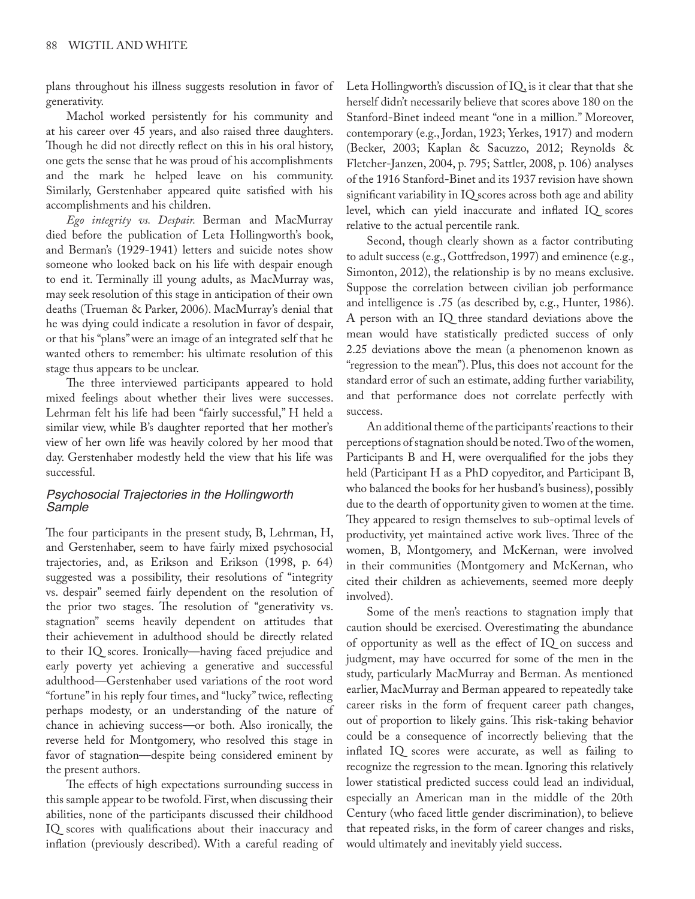plans throughout his illness suggests resolution in favor of generativity.

Machol worked persistently for his community and at his career over 45 years, and also raised three daughters. Though he did not directly reflect on this in his oral history, one gets the sense that he was proud of his accomplishments and the mark he helped leave on his community. Similarly, Gerstenhaber appeared quite satisfied with his accomplishments and his children.

*Ego integrity vs. Despair.* Berman and MacMurray died before the publication of Leta Hollingworth's book, and Berman's (1929-1941) letters and suicide notes show someone who looked back on his life with despair enough to end it. Terminally ill young adults, as MacMurray was, may seek resolution of this stage in anticipation of their own deaths (Trueman & Parker, 2006). MacMurray's denial that he was dying could indicate a resolution in favor of despair, or that his "plans" were an image of an integrated self that he wanted others to remember: his ultimate resolution of this stage thus appears to be unclear.

The three interviewed participants appeared to hold mixed feelings about whether their lives were successes. Lehrman felt his life had been "fairly successful," H held a similar view, while B's daughter reported that her mother's view of her own life was heavily colored by her mood that day. Gerstenhaber modestly held the view that his life was successful.

### Psychosocial Trajectories in the Hollingworth Sample

The four participants in the present study, B, Lehrman, H, and Gerstenhaber, seem to have fairly mixed psychosocial trajectories, and, as Erikson and Erikson (1998, p. 64) suggested was a possibility, their resolutions of "integrity vs. despair" seemed fairly dependent on the resolution of the prior two stages. The resolution of "generativity vs. stagnation" seems heavily dependent on attitudes that their achievement in adulthood should be directly related to their IQ scores. Ironically—having faced prejudice and early poverty yet achieving a generative and successful adulthood—Gerstenhaber used variations of the root word "fortune" in his reply four times, and "lucky" twice, reflecting perhaps modesty, or an understanding of the nature of chance in achieving success—or both. Also ironically, the reverse held for Montgomery, who resolved this stage in favor of stagnation—despite being considered eminent by the present authors.

The effects of high expectations surrounding success in this sample appear to be twofold. First, when discussing their abilities, none of the participants discussed their childhood IQ scores with qualifications about their inaccuracy and inflation (previously described). With a careful reading of Leta Hollingworth's discussion of IQ, is it clear that that she herself didn't necessarily believe that scores above 180 on the Stanford-Binet indeed meant "one in a million." Moreover, contemporary (e.g., Jordan, 1923; Yerkes, 1917) and modern (Becker, 2003; Kaplan & Sacuzzo, 2012; Reynolds & Fletcher-Janzen, 2004, p. 795; Sattler, 2008, p. 106) analyses of the 1916 Stanford-Binet and its 1937 revision have shown significant variability in IQ scores across both age and ability level, which can yield inaccurate and inflated IQ scores relative to the actual percentile rank.

Second, though clearly shown as a factor contributing to adult success (e.g., Gottfredson, 1997) and eminence (e.g., Simonton, 2012), the relationship is by no means exclusive. Suppose the correlation between civilian job performance and intelligence is .75 (as described by, e.g., Hunter, 1986). A person with an IQ three standard deviations above the mean would have statistically predicted success of only 2.25 deviations above the mean (a phenomenon known as "regression to the mean"). Plus, this does not account for the standard error of such an estimate, adding further variability, and that performance does not correlate perfectly with success.

An additional theme of the participants' reactions to their perceptions of stagnation should be noted. Two of the women, Participants B and H, were overqualified for the jobs they held (Participant H as a PhD copyeditor, and Participant B, who balanced the books for her husband's business), possibly due to the dearth of opportunity given to women at the time. They appeared to resign themselves to sub-optimal levels of productivity, yet maintained active work lives. Three of the women, B, Montgomery, and McKernan, were involved in their communities (Montgomery and McKernan, who cited their children as achievements, seemed more deeply involved).

Some of the men's reactions to stagnation imply that caution should be exercised. Overestimating the abundance of opportunity as well as the effect of IQ on success and judgment, may have occurred for some of the men in the study, particularly MacMurray and Berman. As mentioned earlier, MacMurray and Berman appeared to repeatedly take career risks in the form of frequent career path changes, out of proportion to likely gains. This risk-taking behavior could be a consequence of incorrectly believing that the inflated IQ scores were accurate, as well as failing to recognize the regression to the mean. Ignoring this relatively lower statistical predicted success could lead an individual, especially an American man in the middle of the 20th Century (who faced little gender discrimination), to believe that repeated risks, in the form of career changes and risks, would ultimately and inevitably yield success.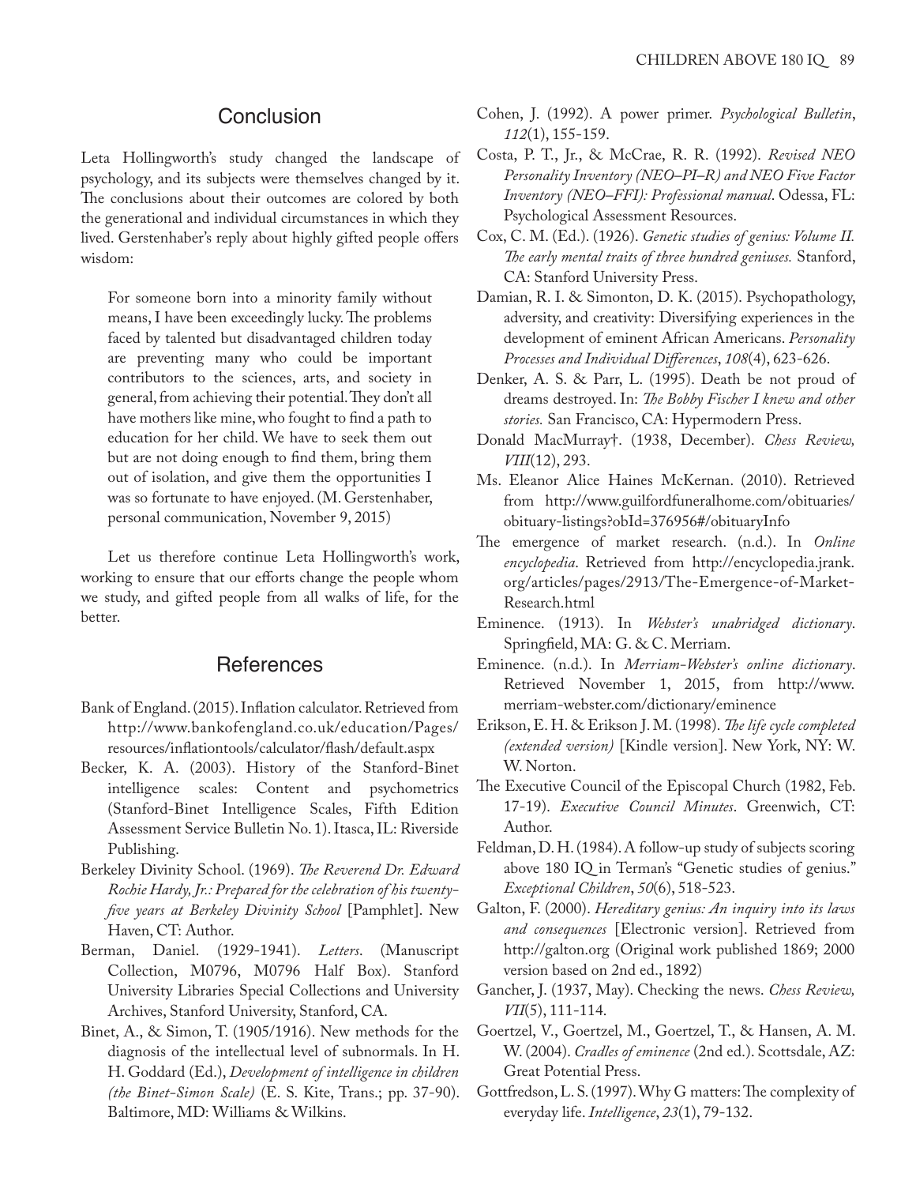## Conclusion

Leta Hollingworth's study changed the landscape of psychology, and its subjects were themselves changed by it. The conclusions about their outcomes are colored by both the generational and individual circumstances in which they lived. Gerstenhaber's reply about highly gifted people offers wisdom:

> For someone born into a minority family without means, I have been exceedingly lucky. The problems faced by talented but disadvantaged children today are preventing many who could be important contributors to the sciences, arts, and society in general, from achieving their potential. They don't all have mothers like mine, who fought to find a path to education for her child. We have to seek them out but are not doing enough to find them, bring them out of isolation, and give them the opportunities I was so fortunate to have enjoyed. (M. Gerstenhaber, personal communication, November 9, 2015)

Let us therefore continue Leta Hollingworth's work, working to ensure that our efforts change the people whom we study, and gifted people from all walks of life, for the better.

## References

Bank of England. (2015). Inflation calculator. Retrieved from http://www.bankofengland.co.uk/education/Pages/resources/inflationtools/calculator/flash/default.aspx

Becker, K. A. (2003). History of the Stanford-Binet intelligence scales: Content and psychometrics (Stanford-Binet Intelligence Scales, Fifth Edition Assessment Service Bulletin No. 1). Itasca, IL: Riverside Publishing.

Berkeley Divinity School. (1969). *The Reverend Dr. Edward Rochie Hardy, Jr.: Prepared for the celebration of his twenty-five years at Berkeley Divinity School* [Pamphlet]. New Haven, CT: Author.

Berman, Daniel. (1929-1941). *Letters*. (Manuscript Collection, M0796, M0796 Half Box). Stanford University Libraries Special Collections and University Archives, Stanford University, Stanford, CA.

Binet, A., & Simon, T. (1905/1916). New methods for the diagnosis of the intellectual level of subnormals. In H. H. Goddard (Ed.), *Development of intelligence in children (the Binet-Simon Scale)* (E. S. Kite, Trans.; pp. 37-90). Baltimore, MD: Williams & Wilkins.

Cohen, J. (1992). A power primer. *Psychological Bulletin*, *112*(1), 155-159.

Costa, P. T., Jr., & McCrae, R. R. (1992). *Revised NEO Personality Inventory (NEO–PI–R) and NEO Five Factor Inventory (NEO–FFI): Professional manual*. Odessa, FL: Psychological Assessment Resources.

Cox, C. M. (Ed.). (1926). *Genetic studies of genius: Volume II. The early mental traits of three hundred geniuses.* Stanford, CA: Stanford University Press.

Damian, R. I. & Simonton, D. K. (2015). Psychopathology, adversity, and creativity: Diversifying experiences in the development of eminent African Americans. *Personality Processes and Individual Differences*, *108*(4), 623-626.

Denker, A. S. & Parr, L. (1995). Death be not proud of dreams destroyed. In: *The Bobby Fischer I knew and other stories.* San Francisco, CA: Hypermodern Press.

Donald MacMurray†. (1938, December). *Chess Review, VIII*(12), 293.

Ms. Eleanor Alice Haines McKernan. (2010). Retrieved from http://www.guilfordfuneralhome.com/obituaries/obituary-listings?obId=376956#/obituaryInfo

The emergence of market research. (n.d.). In *Online encyclopedia*. Retrieved from http://encyclopedia.jrank.org/articles/pages/2913/The-Emergence-of-Market-Research.html

Eminence. (1913). In *Webster's unabridged dictionary*. Springfield, MA: G. & C. Merriam.

Eminence. (n.d.). In *Merriam-Webster's online dictionary*. Retrieved November 1, 2015, from http://www.merriam-webster.com/dictionary/eminence

Erikson, E. H. & Erikson J. M. (1998). *The life cycle completed (extended version)* [Kindle version]. New York, NY: W. W. Norton.

The Executive Council of the Episcopal Church (1982, Feb. 17-19). *Executive Council Minutes*. Greenwich, CT: Author.

Feldman, D. H. (1984). A follow-up study of subjects scoring above 180 IQ in Terman's "Genetic studies of genius." *Exceptional Children*, *50*(6), 518-523.

Galton, F. (2000). *Hereditary genius: An inquiry into its laws and consequences* [Electronic version]. Retrieved from http://galton.org (Original work published 1869; 2000 version based on 2nd ed., 1892)

Gancher, J. (1937, May). Checking the news. *Chess Review, VII*(5), 111-114.

Goertzel, V., Goertzel, M., Goertzel, T., & Hansen, A. M. W. (2004). *Cradles of eminence* (2nd ed.). Scottsdale, AZ: Great Potential Press.

Gottfredson, L. S. (1997). Why G matters: The complexity of everyday life. *Intelligence*, *23*(1), 79-132.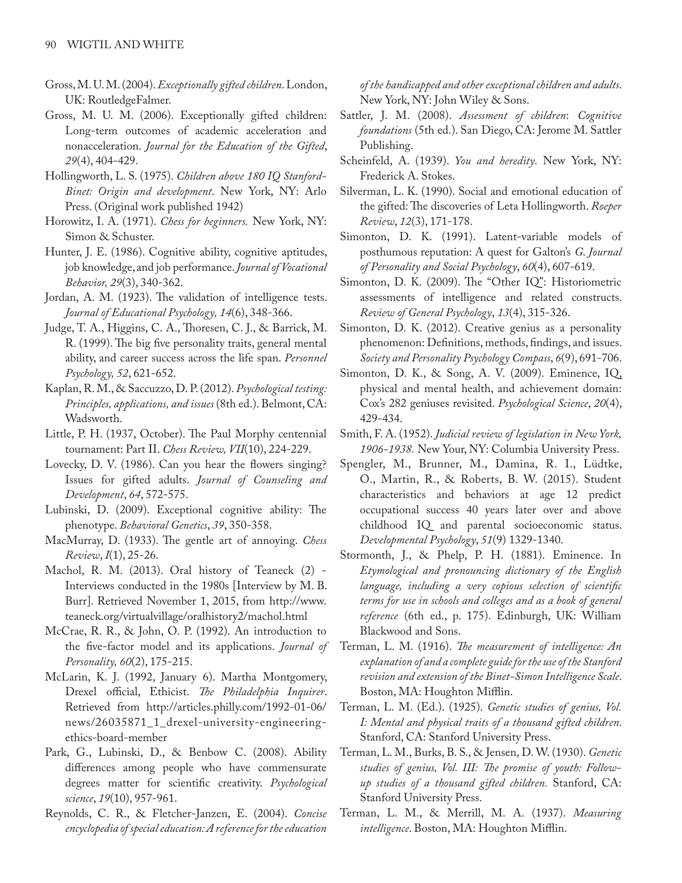Gross, M. U. M. (2004). *Exceptionally gifted children*. London, UK: RoutledgeFalmer.

Gross, M. U. M. (2006). Exceptionally gifted children: Long-term outcomes of academic acceleration and nonacceleration. *Journal for the Education of the Gifted*, *29*(4), 404-429.

Hollingworth, L. S. (1975). *Children above 180 IQ Stanford-Binet: Origin and development*. New York, NY: Arlo Press. (Original work published 1942)

Horowitz, I. A. (1971). *Chess for beginners.* New York, NY: Simon & Schuster.

Hunter, J. E. (1986). Cognitive ability, cognitive aptitudes, job knowledge, and job performance. *Journal of Vocational Behavior, 29*(3), 340-362.

Jordan, A. M. (1923). The validation of intelligence tests. *Journal of Educational Psychology, 14*(6), 348-366.

Judge, T. A., Higgins, C. A., Thoresen, C. J., & Barrick, M. R. (1999). The big five personality traits, general mental ability, and career success across the life span. *Personnel Psychology, 52*, 621-652.

Kaplan, R. M., & Saccuzzo, D. P. (2012). *Psychological testing: Principles, applications, and issues* (8th ed.). Belmont, CA: Wadsworth.

Little, P. H. (1937, October). The Paul Morphy centennial tournament: Part II. *Chess Review, VII*(10), 224-229.

Lovecky, D. V. (1986). Can you hear the flowers singing? Issues for gifted adults. *Journal of Counseling and Development*, *64*, 572-575.

Lubinski, D. (2009). Exceptional cognitive ability: The phenotype. *Behavioral Genetics*, *39*, 350-358.

MacMurray, D. (1933). The gentle art of annoying. *Chess Review*, *I*(1), 25-26.

Machol, R. M. (2013). Oral history of Teaneck (2) - Interviews conducted in the 1980s [Interview by M. B. Burr]. Retrieved November 1, 2015, from http://www.teaneck.org/virtualvillage/oralhistory2/machol.html

McCrae, R. R., & John, O. P. (1992). An introduction to the five-factor model and its applications. *Journal of Personality, 60*(2), 175-215.

McLarin, K. J. (1992, January 6). Martha Montgomery, Drexel official, Ethicist. *The Philadelphia Inquirer*. Retrieved from http://articles.philly.com/1992-01-06/news/26035871_1_drexel-university-engineering-ethics-board-member

Park, G., Lubinski, D., & Benbow C. (2008). Ability differences among people who have commensurate degrees matter for scientific creativity. *Psychological science*, *19*(10), 957-961.

Reynolds, C. R., & Fletcher-Janzen, E. (2004). *Concise encyclopedia of special education: A reference for the education of the handicapped and other exceptional children and adults*. New York, NY: John Wiley & Sons.

Sattler, J. M. (2008). *Assessment of children*: *Cognitive foundations* (5th ed.). San Diego, CA: Jerome M. Sattler Publishing.

Scheinfeld, A. (1939). *You and heredity*. New York, NY: Frederick A. Stokes.

Silverman, L. K. (1990). Social and emotional education of the gifted: The discoveries of Leta Hollingworth. *Roeper Review*, *12*(3), 171-178.

Simonton, D. K. (1991). Latent-variable models of posthumous reputation: A quest for Galton's *G*. *Journal of Personality and Social Psychology*, *60*(4), 607-619.

Simonton, D. K. (2009). The "Other IQ": Historiometric assessments of intelligence and related constructs. *Review of General Psychology*, *13*(4), 315-326.

Simonton, D. K. (2012). Creative genius as a personality phenomenon: Definitions, methods, findings, and issues. *Society and Personality Psychology Compass*, *6*(9), 691-706.

Simonton, D. K., & Song, A. V. (2009). Eminence, IQ, physical and mental health, and achievement domain: Cox's 282 geniuses revisited. *Psychological Science*, *20*(4), 429-434.

Smith, F. A. (1952). *Judicial review of legislation in New York, 1906-1938.* New Your, NY: Columbia University Press.

Spengler, M., Brunner, M., Damina, R. I., Lüdtke, O., Martin, R., & Roberts, B. W. (2015). Student characteristics and behaviors at age 12 predict occupational success 40 years later over and above childhood IQ and parental socioeconomic status. *Developmental Psychology*, *51*(9) 1329-1340.

Stormonth, J., & Phelp, P. H. (1881). Eminence. In *Etymological and pronouncing dictionary of the English language, including a very copious selection of scientific terms for use in schools and colleges and as a book of general reference* (6th ed., p. 175). Edinburgh, UK: William Blackwood and Sons.

Terman, L. M. (1916). *The measurement of intelligence: An explanation of and a complete guide for the use of the Stanford revision and extension of the Binet-Simon Intelligence Scale*. Boston, MA: Houghton Mifflin.

Terman, L. M. (Ed.). (1925). *Genetic studies of genius, Vol. I: Mental and physical traits of a thousand gifted children*. Stanford, CA: Stanford University Press.

Terman, L. M., Burks, B. S., & Jensen, D. W. (1930). *Genetic studies of genius, Vol. III: The promise of youth: Follow-up studies of a thousand gifted children.* Stanford, CA: Stanford University Press.

Terman, L. M., & Merrill, M. A. (1937). *Measuring intelligence*. Boston, MA: Houghton Mifflin.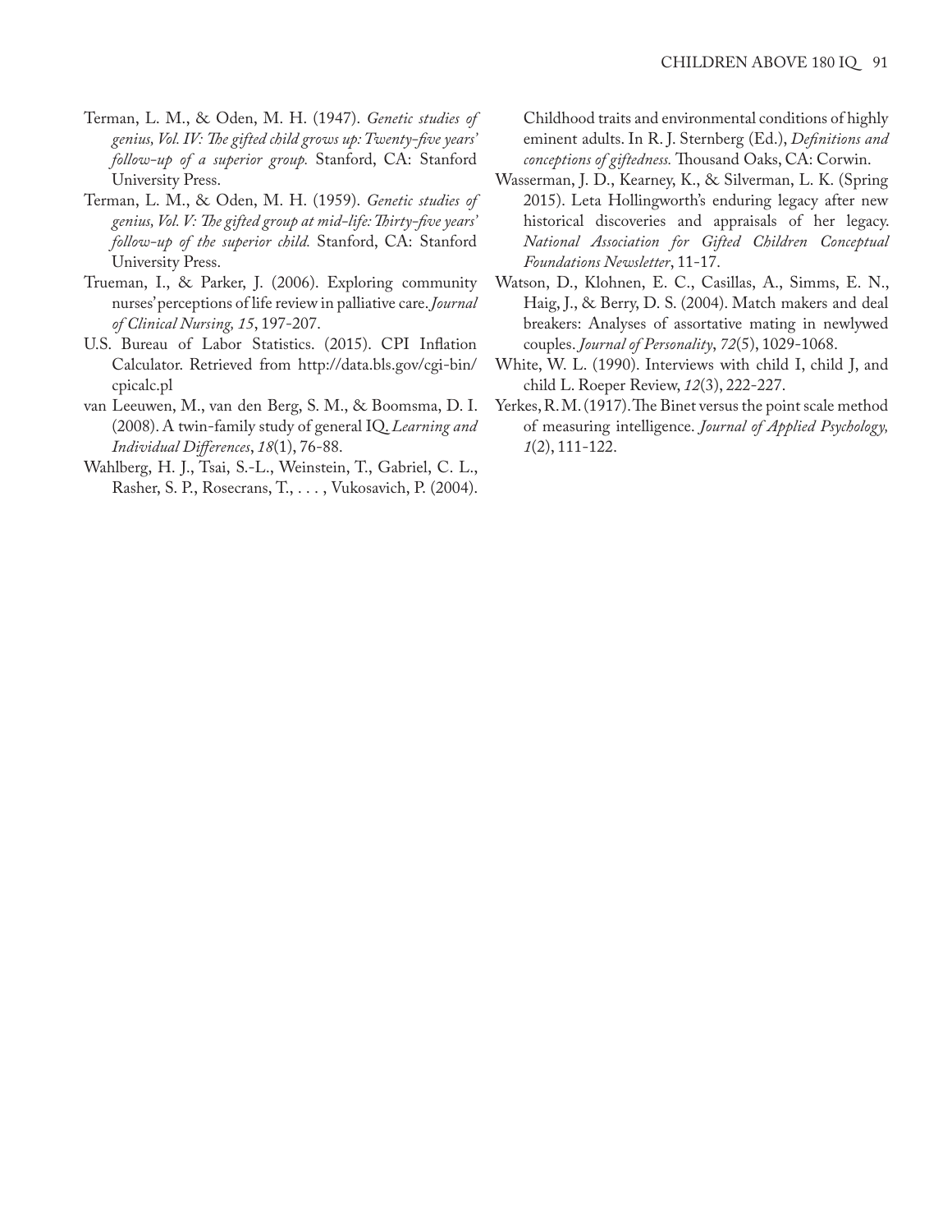Terman, L. M., & Oden, M. H. (1947). *Genetic studies of genius, Vol. IV: The gifted child grows up: Twenty-five years' follow-up of a superior group.* Stanford, CA: Stanford University Press.

Terman, L. M., & Oden, M. H. (1959). *Genetic studies of genius, Vol. V: The gifted group at mid-life: Thirty-five years' follow-up of the superior child.* Stanford, CA: Stanford University Press.

Trueman, I., & Parker, J. (2006). Exploring community nurses' perceptions of life review in palliative care. *Journal of Clinical Nursing, 15*, 197-207.

U.S. Bureau of Labor Statistics. (2015). CPI Inflation Calculator. Retrieved from http://data.bls.gov/cgi-bin/cpicalc.pl

van Leeuwen, M., van den Berg, S. M., & Boomsma, D. I. (2008). A twin-family study of general IQ. *Learning and Individual Differences*, *18*(1), 76-88.

Wahlberg, H. J., Tsai, S.-L., Weinstein, T., Gabriel, C. L., Rasher, S. P., Rosecrans, T., . . . , Vukosavich, P. (2004). Childhood traits and environmental conditions of highly eminent adults. In R. J. Sternberg (Ed.), *Definitions and conceptions of giftedness.* Thousand Oaks, CA: Corwin.

Wasserman, J. D., Kearney, K., & Silverman, L. K. (Spring 2015). Leta Hollingworth's enduring legacy after new historical discoveries and appraisals of her legacy. *National Association for Gifted Children Conceptual Foundations Newsletter*, 11-17.

Watson, D., Klohnen, E. C., Casillas, A., Simms, E. N., Haig, J., & Berry, D. S. (2004). Match makers and deal breakers: Analyses of assortative mating in newlywed couples. *Journal of Personality*, *72*(5), 1029-1068.

White, W. L. (1990). Interviews with child I, child J, and child L. Roeper Review, *12*(3), 222-227.

Yerkes, R. M. (1917). The Binet versus the point scale method of measuring intelligence. *Journal of Applied Psychology, 1*(2), 111-122.